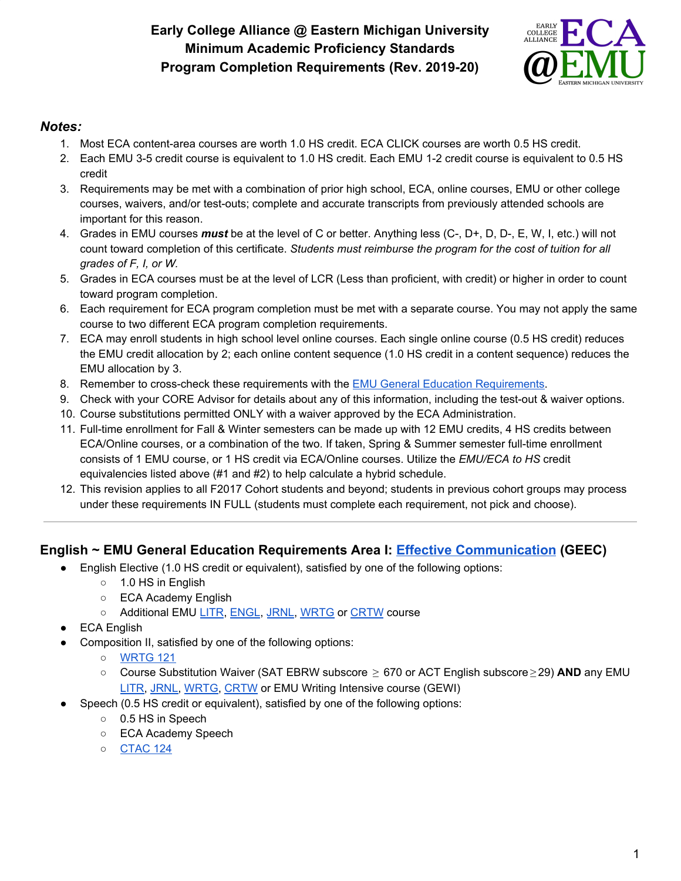# Early College Alliance @ Eastern Michigan University
## Minimum Academic Proficiency Standards
## Program Completion Requirements (Rev. 2019-20)

### *Notes:*

1. Most ECA content-area courses are worth 1.0 HS credit. ECA CLICK courses are worth 0.5 HS credit.
2. Each EMU 3-5 credit course is equivalent to 1.0 HS credit. Each EMU 1-2 credit course is equivalent to 0.5 HS credit
3. Requirements may be met with a combination of prior high school, ECA, online courses, EMU or other college courses, waivers, and/or test-outs; complete and accurate transcripts from previously attended schools are important for this reason.
4. Grades in EMU courses ***must*** be at the level of C or better. Anything less (C-, D+, D, D-, E, W, I, etc.) will not count toward completion of this certificate. *Students must reimburse the program for the cost of tuition for all grades of F, I, or W.*
5. Grades in ECA courses must be at the level of LCR (Less than proficient, with credit) or higher in order to count toward program completion.
6. Each requirement for ECA program completion must be met with a separate course. You may not apply the same course to two different ECA program completion requirements.
7. ECA may enroll students in high school level online courses. Each single online course (0.5 HS credit) reduces the EMU credit allocation by 2; each online content sequence (1.0 HS credit in a content sequence) reduces the EMU allocation by 3.
8. Remember to cross-check these requirements with the EMU General Education Requirements.
9. Check with your CORE Advisor for details about any of this information, including the test-out & waiver options.
10. Course substitutions permitted ONLY with a waiver approved by the ECA Administration.
11. Full-time enrollment for Fall & Winter semesters can be made up with 12 EMU credits, 4 HS credits between ECA/Online courses, or a combination of the two. If taken, Spring & Summer semester full-time enrollment consists of 1 EMU course, or 1 HS credit via ECA/Online courses. Utilize the *EMU/ECA to HS* credit equivalencies listed above (#1 and #2) to help calculate a hybrid schedule.
12. This revision applies to all F2017 Cohort students and beyond; students in previous cohort groups may process under these requirements IN FULL (students must complete each requirement, not pick and choose).

---

### English ~ EMU General Education Requirements Area I: Effective Communication (GEEC)

- English Elective (1.0 HS credit or equivalent), satisfied by one of the following options:
  - 1.0 HS in English
  - ECA Academy English
  - Additional EMU LITR, ENGL, JRNL, WRTG or CRTW course
- ECA English
- Composition II, satisfied by one of the following options:
  - WRTG 121
  - Course Substitution Waiver (SAT EBRW subscore ≥ 670 or ACT English subscore ≥ 29) **AND** any EMU LITR, JRNL, WRTG, CRTW or EMU Writing Intensive course (GEWI)
- Speech (0.5 HS credit or equivalent), satisfied by one of the following options:
  - 0.5 HS in Speech
  - ECA Academy Speech
  - CTAC 124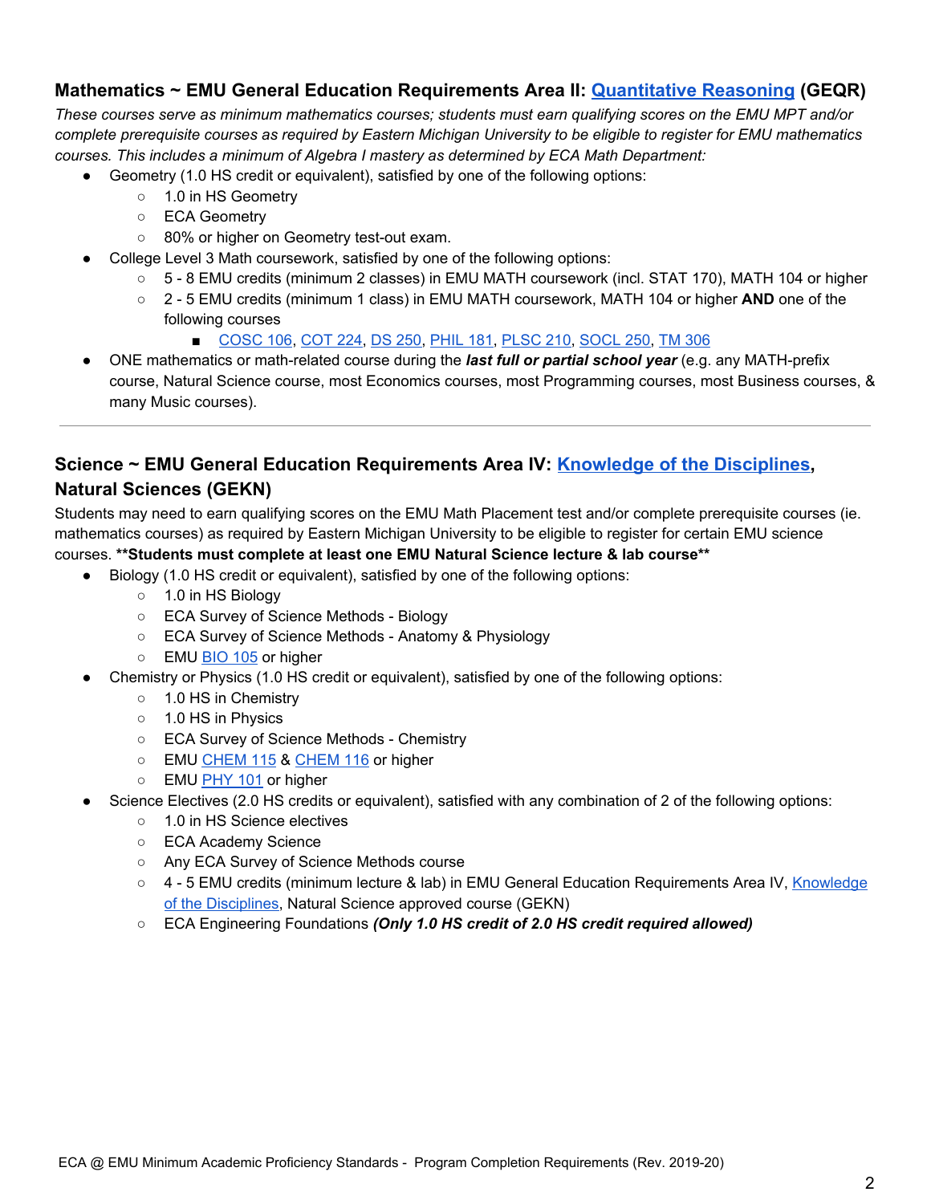## Mathematics ~ EMU General Education Requirements Area II: Quantitative Reasoning (GEQR)

*These courses serve as minimum mathematics courses; students must earn qualifying scores on the EMU MPT and/or complete prerequisite courses as required by Eastern Michigan University to be eligible to register for EMU mathematics courses. This includes a minimum of Algebra I mastery as determined by ECA Math Department:*

- Geometry (1.0 HS credit or equivalent), satisfied by one of the following options:
  - 1.0 in HS Geometry
  - ECA Geometry
  - 80% or higher on Geometry test-out exam.
- College Level 3 Math coursework, satisfied by one of the following options:
  - 5 - 8 EMU credits (minimum 2 classes) in EMU MATH coursework (incl. STAT 170), MATH 104 or higher
  - 2 - 5 EMU credits (minimum 1 class) in EMU MATH coursework, MATH 104 or higher **AND** one of the following courses
    - COSC 106, COT 224, DS 250, PHIL 181, PLSC 210, SOCL 250, TM 306
- ONE mathematics or math-related course during the ***last full or partial school year*** (e.g. any MATH-prefix course, Natural Science course, most Economics courses, most Programming courses, most Business courses, & many Music courses).

---

## Science ~ EMU General Education Requirements Area IV: Knowledge of the Disciplines, Natural Sciences (GEKN)

Students may need to earn qualifying scores on the EMU Math Placement test and/or complete prerequisite courses (ie. mathematics courses) as required by Eastern Michigan University to be eligible to register for certain EMU science courses. **\*\*Students must complete at least one EMU Natural Science lecture & lab course\*\***

- Biology (1.0 HS credit or equivalent), satisfied by one of the following options:
  - 1.0 in HS Biology
  - ECA Survey of Science Methods - Biology
  - ECA Survey of Science Methods - Anatomy & Physiology
  - EMU BIO 105 or higher
- Chemistry or Physics (1.0 HS credit or equivalent), satisfied by one of the following options:
  - 1.0 HS in Chemistry
  - 1.0 HS in Physics
  - ECA Survey of Science Methods - Chemistry
  - EMU CHEM 115 & CHEM 116 or higher
  - EMU PHY 101 or higher
- Science Electives (2.0 HS credits or equivalent), satisfied with any combination of 2 of the following options:
  - 1.0 in HS Science electives
  - ECA Academy Science
  - Any ECA Survey of Science Methods course
  - 4 - 5 EMU credits (minimum lecture & lab) in EMU General Education Requirements Area IV, Knowledge of the Disciplines, Natural Science approved course (GEKN)
  - ECA Engineering Foundations ***(Only 1.0 HS credit of 2.0 HS credit required allowed)***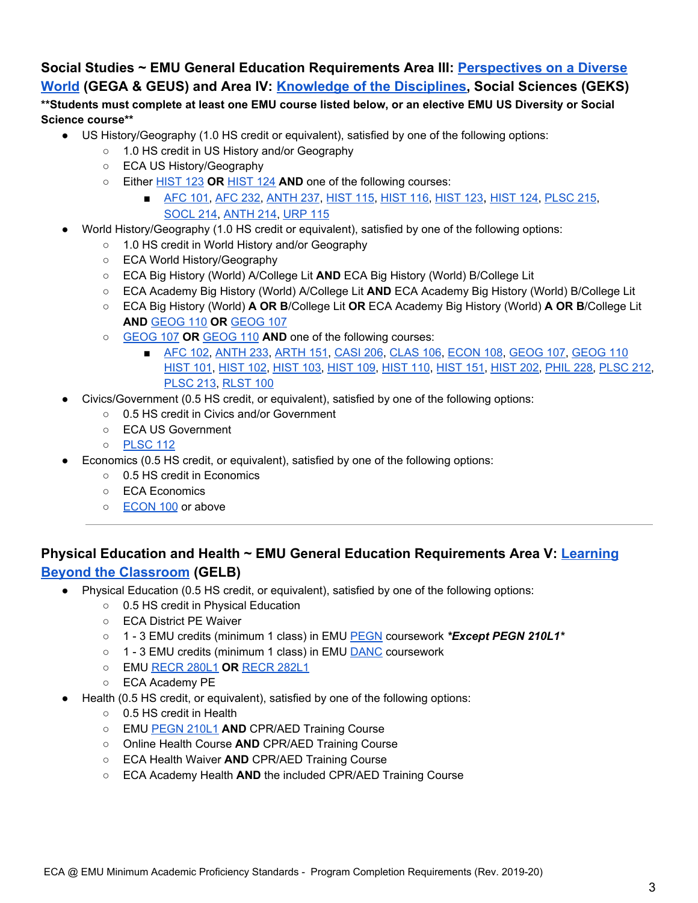## Social Studies ~ EMU General Education Requirements Area III: Perspectives on a Diverse World (GEGA & GEUS) and Area IV: Knowledge of the Disciplines, Social Sciences (GEKS)

****Students must complete at least one EMU course listed below, or an elective EMU US Diversity or Social Science course****

- US History/Geography (1.0 HS credit or equivalent), satisfied by one of the following options:
  - 1.0 HS credit in US History and/or Geography
  - ECA US History/Geography
  - Either HIST 123 **OR** HIST 124 **AND** one of the following courses:
    - AFC 101, AFC 232, ANTH 237, HIST 115, HIST 116, HIST 123, HIST 124, PLSC 215, SOCL 214, ANTH 214, URP 115
- World History/Geography (1.0 HS credit or equivalent), satisfied by one of the following options:
  - 1.0 HS credit in World History and/or Geography
  - ECA World History/Geography
  - ECA Big History (World) A/College Lit **AND** ECA Big History (World) B/College Lit
  - ECA Academy Big History (World) A/College Lit **AND** ECA Academy Big History (World) B/College Lit
  - ECA Big History (World) **A OR B**/College Lit **OR** ECA Academy Big History (World) **A OR B**/College Lit **AND** GEOG 110 **OR** GEOG 107
  - GEOG 107 **OR** GEOG 110 **AND** one of the following courses:
    - AFC 102, ANTH 233, ARTH 151, CASI 206, CLAS 106, ECON 108, GEOG 107, GEOG 110 HIST 101, HIST 102, HIST 103, HIST 109, HIST 110, HIST 151, HIST 202, PHIL 228, PLSC 212, PLSC 213, RLST 100
- Civics/Government (0.5 HS credit, or equivalent), satisfied by one of the following options:
  - 0.5 HS credit in Civics and/or Government
  - ECA US Government
  - PLSC 112
- Economics (0.5 HS credit, or equivalent), satisfied by one of the following options:
  - 0.5 HS credit in Economics
  - ECA Economics
  - ECON 100 or above

---

## Physical Education and Health ~ EMU General Education Requirements Area V: Learning Beyond the Classroom (GELB)

- Physical Education (0.5 HS credit, or equivalent), satisfied by one of the following options:
  - 0.5 HS credit in Physical Education
  - ECA District PE Waiver
  - 1 - 3 EMU credits (minimum 1 class) in EMU PEGN coursework ***Except PEGN 210L1***
  - 1 - 3 EMU credits (minimum 1 class) in EMU DANC coursework
  - EMU RECR 280L1 **OR** RECR 282L1
  - ECA Academy PE
- Health (0.5 HS credit, or equivalent), satisfied by one of the following options:
  - 0.5 HS credit in Health
  - EMU PEGN 210L1 **AND** CPR/AED Training Course
  - Online Health Course **AND** CPR/AED Training Course
  - ECA Health Waiver **AND** CPR/AED Training Course
  - ECA Academy Health **AND** the included CPR/AED Training Course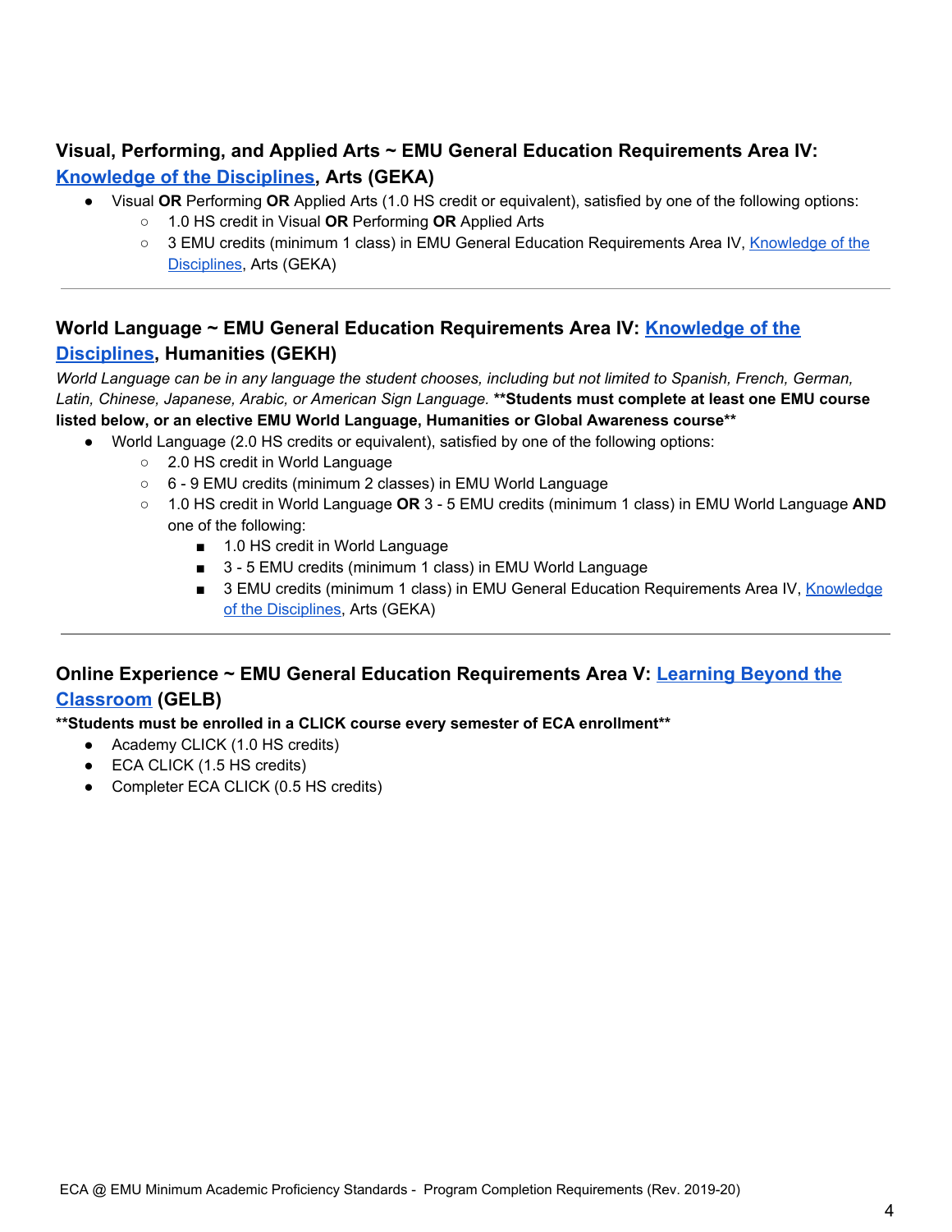### Visual, Performing, and Applied Arts ~ EMU General Education Requirements Area IV: Knowledge of the Disciplines, Arts (GEKA)

- Visual **OR** Performing **OR** Applied Arts (1.0 HS credit or equivalent), satisfied by one of the following options:
    - 1.0 HS credit in Visual **OR** Performing **OR** Applied Arts
    - 3 EMU credits (minimum 1 class) in EMU General Education Requirements Area IV, Knowledge of the Disciplines, Arts (GEKA)

---

### World Language ~ EMU General Education Requirements Area IV: Knowledge of the Disciplines, Humanities (GEKH)

*World Language can be in any language the student chooses, including but not limited to Spanish, French, German, Latin, Chinese, Japanese, Arabic, or American Sign Language.* **\*\*Students must complete at least one EMU course listed below, or an elective EMU World Language, Humanities or Global Awareness course\*\***

- World Language (2.0 HS credits or equivalent), satisfied by one of the following options:
    - 2.0 HS credit in World Language
    - 6 - 9 EMU credits (minimum 2 classes) in EMU World Language
    - 1.0 HS credit in World Language **OR** 3 - 5 EMU credits (minimum 1 class) in EMU World Language **AND** one of the following:
        - 1.0 HS credit in World Language
        - 3 - 5 EMU credits (minimum 1 class) in EMU World Language
        - 3 EMU credits (minimum 1 class) in EMU General Education Requirements Area IV, Knowledge of the Disciplines, Arts (GEKA)

---

### Online Experience ~ EMU General Education Requirements Area V: Learning Beyond the Classroom (GELB)

**\*\*Students must be enrolled in a CLICK course every semester of ECA enrollment\*\***

- Academy CLICK (1.0 HS credits)
- ECA CLICK (1.5 HS credits)
- Completer ECA CLICK (0.5 HS credits)